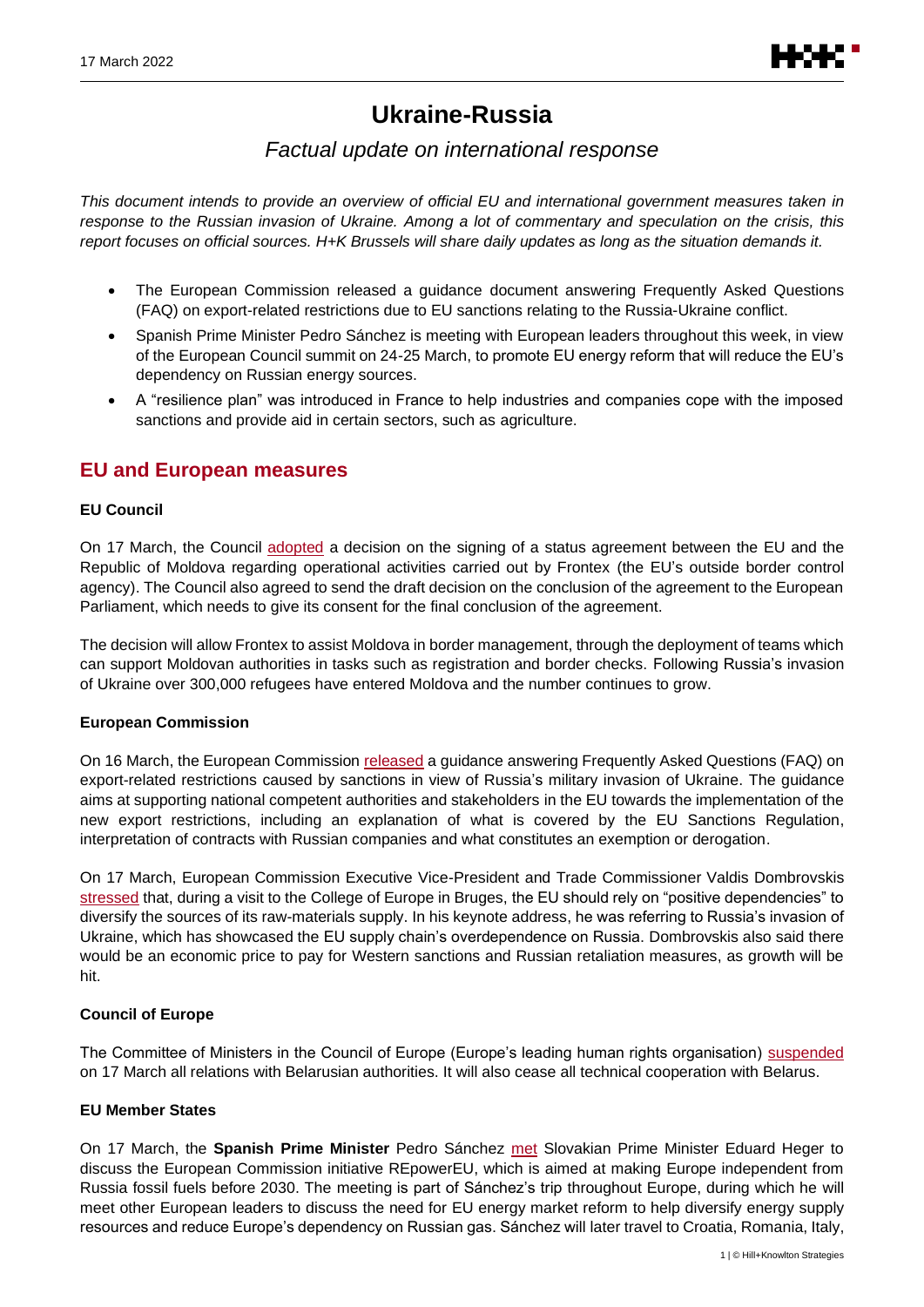# Ukraine-Russia

## *Factual update on international response*

*This document intends to provide an overview of official EU and international government measures taken in response to the Russian invasion of Ukraine. Among a lot of commentary and speculation on the crisis, this report focuses on official sources. H+K Brussels will share daily updates as long as the situation demands it.*

- The European Commission released a guidance document answering Frequently Asked Questions (FAQ) on export-related restrictions due to EU sanctions relating to the Russia-Ukraine conflict.
- Spanish Prime Minister Pedro Sánchez is meeting with European leaders throughout this week, in view of the European Council summit on 24-25 March, to promote EU energy reform that will reduce the EU's dependency on Russian energy sources.
- A "resilience plan" was introduced in France to help industries and companies cope with the imposed sanctions and provide aid in certain sectors, such as agriculture.

## EU and European measures

### EU Council

On 17 March, the Council adopted a decision on the signing of a status agreement between the EU and the Republic of Moldova regarding operational activities carried out by Frontex (the EU's outside border control agency). The Council also agreed to send the draft decision on the conclusion of the agreement to the European Parliament, which needs to give its consent for the final conclusion of the agreement.

The decision will allow Frontex to assist Moldova in border management, through the deployment of teams which can support Moldovan authorities in tasks such as registration and border checks. Following Russia's invasion of Ukraine over 300,000 refugees have entered Moldova and the number continues to grow.

### European Commission

On 16 March, the European Commission released a guidance answering Frequently Asked Questions (FAQ) on export-related restrictions caused by sanctions in view of Russia's military invasion of Ukraine. The guidance aims at supporting national competent authorities and stakeholders in the EU towards the implementation of the new export restrictions, including an explanation of what is covered by the EU Sanctions Regulation, interpretation of contracts with Russian companies and what constitutes an exemption or derogation.

On 17 March, European Commission Executive Vice-President and Trade Commissioner Valdis Dombrovskis stressed that, during a visit to the College of Europe in Bruges, the EU should rely on "positive dependencies" to diversify the sources of its raw-materials supply. In his keynote address, he was referring to Russia's invasion of Ukraine, which has showcased the EU supply chain's overdependence on Russia. Dombrovskis also said there would be an economic price to pay for Western sanctions and Russian retaliation measures, as growth will be hit.

### Council of Europe

The Committee of Ministers in the Council of Europe (Europe's leading human rights organisation) suspended on 17 March all relations with Belarusian authorities. It will also cease all technical cooperation with Belarus.

### EU Member States

On 17 March, the **Spanish Prime Minister** Pedro Sánchez met Slovakian Prime Minister Eduard Heger to discuss the European Commission initiative REpowerEU, which is aimed at making Europe independent from Russia fossil fuels before 2030. The meeting is part of Sánchez's trip throughout Europe, during which he will meet other European leaders to discuss the need for EU energy market reform to help diversify energy supply resources and reduce Europe's dependency on Russian gas. Sánchez will later travel to Croatia, Romania, Italy,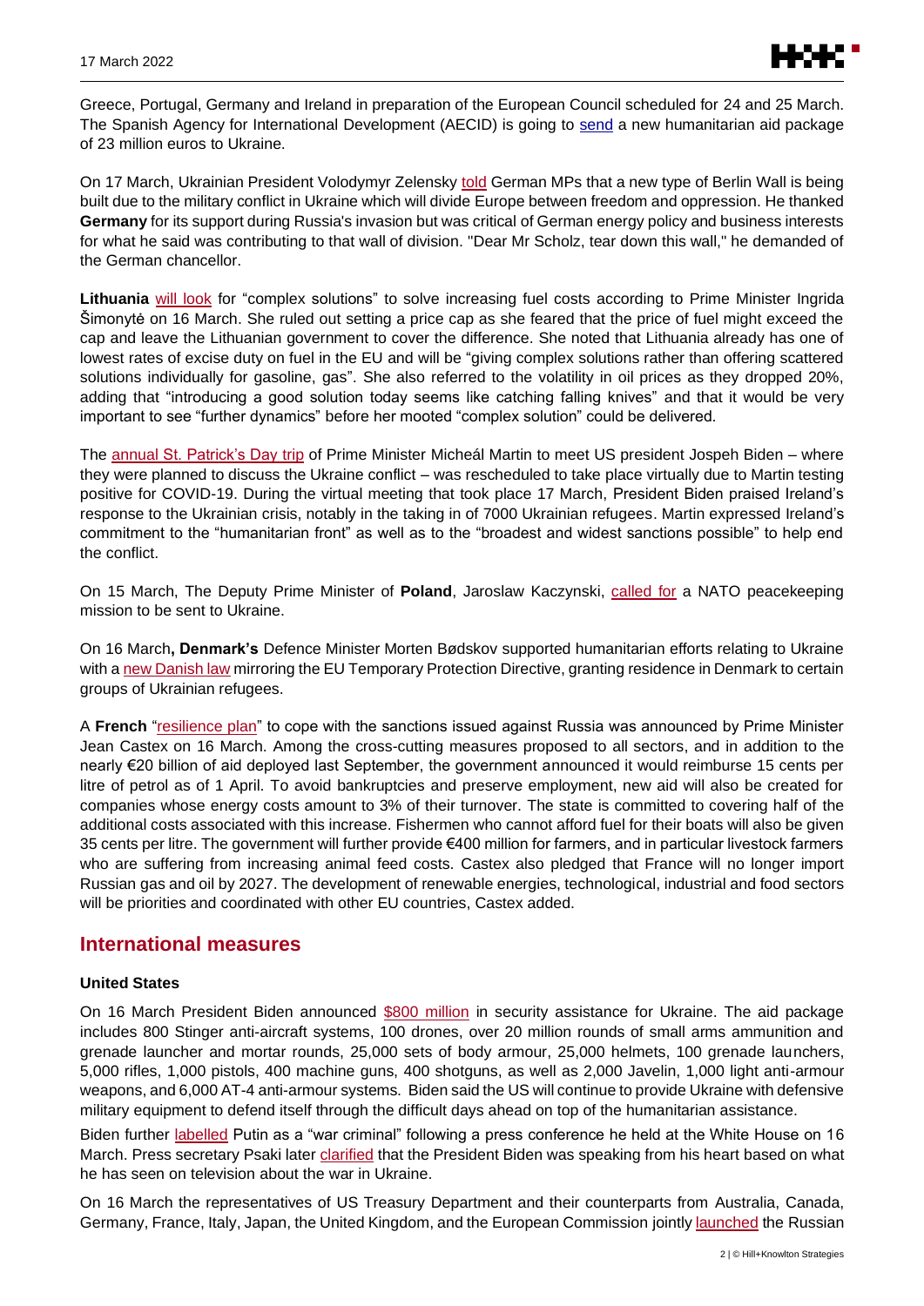Greece, Portugal, Germany and Ireland in preparation of the European Council scheduled for 24 and 25 March. The Spanish Agency for International Development (AECID) is going to send a new humanitarian aid package of 23 million euros to Ukraine.

On 17 March, Ukrainian President Volodymyr Zelensky told German MPs that a new type of Berlin Wall is being built due to the military conflict in Ukraine which will divide Europe between freedom and oppression. He thanked **Germany** for its support during Russia's invasion but was critical of German energy policy and business interests for what he said was contributing to that wall of division. "Dear Mr Scholz, tear down this wall," he demanded of the German chancellor.

**Lithuania** will look for "complex solutions" to solve increasing fuel costs according to Prime Minister Ingrida Šimonytė on 16 March. She ruled out setting a price cap as she feared that the price of fuel might exceed the cap and leave the Lithuanian government to cover the difference. She noted that Lithuania already has one of lowest rates of excise duty on fuel in the EU and will be "giving complex solutions rather than offering scattered solutions individually for gasoline, gas". She also referred to the volatility in oil prices as they dropped 20%, adding that "introducing a good solution today seems like catching falling knives" and that it would be very important to see "further dynamics" before her mooted "complex solution" could be delivered.

The annual St. Patrick's Day trip of Prime Minister Micheál Martin to meet US president Jospeh Biden – where they were planned to discuss the Ukraine conflict – was rescheduled to take place virtually due to Martin testing positive for COVID-19. During the virtual meeting that took place 17 March, President Biden praised Ireland's response to the Ukrainian crisis, notably in the taking in of 7000 Ukrainian refugees. Martin expressed Ireland's commitment to the "humanitarian front" as well as to the "broadest and widest sanctions possible" to help end the conflict.

On 15 March, The Deputy Prime Minister of **Poland**, Jaroslaw Kaczynski, called for a NATO peacekeeping mission to be sent to Ukraine.

On 16 March**, Denmark's** Defence Minister Morten Bødskov supported humanitarian efforts relating to Ukraine with a new Danish law mirroring the EU Temporary Protection Directive, granting residence in Denmark to certain groups of Ukrainian refugees.

A **French** "resilience plan" to cope with the sanctions issued against Russia was announced by Prime Minister Jean Castex on 16 March. Among the cross-cutting measures proposed to all sectors, and in addition to the nearly €20 billion of aid deployed last September, the government announced it would reimburse 15 cents per litre of petrol as of 1 April. To avoid bankruptcies and preserve employment, new aid will also be created for companies whose energy costs amount to 3% of their turnover. The state is committed to covering half of the additional costs associated with this increase. Fishermen who cannot afford fuel for their boats will also be given 35 cents per litre. The government will further provide €400 million for farmers, and in particular livestock farmers who are suffering from increasing animal feed costs. Castex also pledged that France will no longer import Russian gas and oil by 2027. The development of renewable energies, technological, industrial and food sectors will be priorities and coordinated with other EU countries, Castex added.

## International measures

### United States

On 16 March President Biden announced $800 million in security assistance for Ukraine. The aid package includes 800 Stinger anti-aircraft systems, 100 drones, over 20 million rounds of small arms ammunition and grenade launcher and mortar rounds, 25,000 sets of body armour, 25,000 helmets, 100 grenade launchers, 5,000 rifles, 1,000 pistols, 400 machine guns, 400 shotguns, as well as 2,000 Javelin, 1,000 light anti-armour weapons, and 6,000 AT-4 anti-armour systems. Biden said the US will continue to provide Ukraine with defensive military equipment to defend itself through the difficult days ahead on top of the humanitarian assistance.

Biden further labelled Putin as a "war criminal" following a press conference he held at the White House on 16 March. Press secretary Psaki later clarified that the President Biden was speaking from his heart based on what he has seen on television about the war in Ukraine.

On 16 March the representatives of US Treasury Department and their counterparts from Australia, Canada, Germany, France, Italy, Japan, the United Kingdom, and the European Commission jointly launched the Russian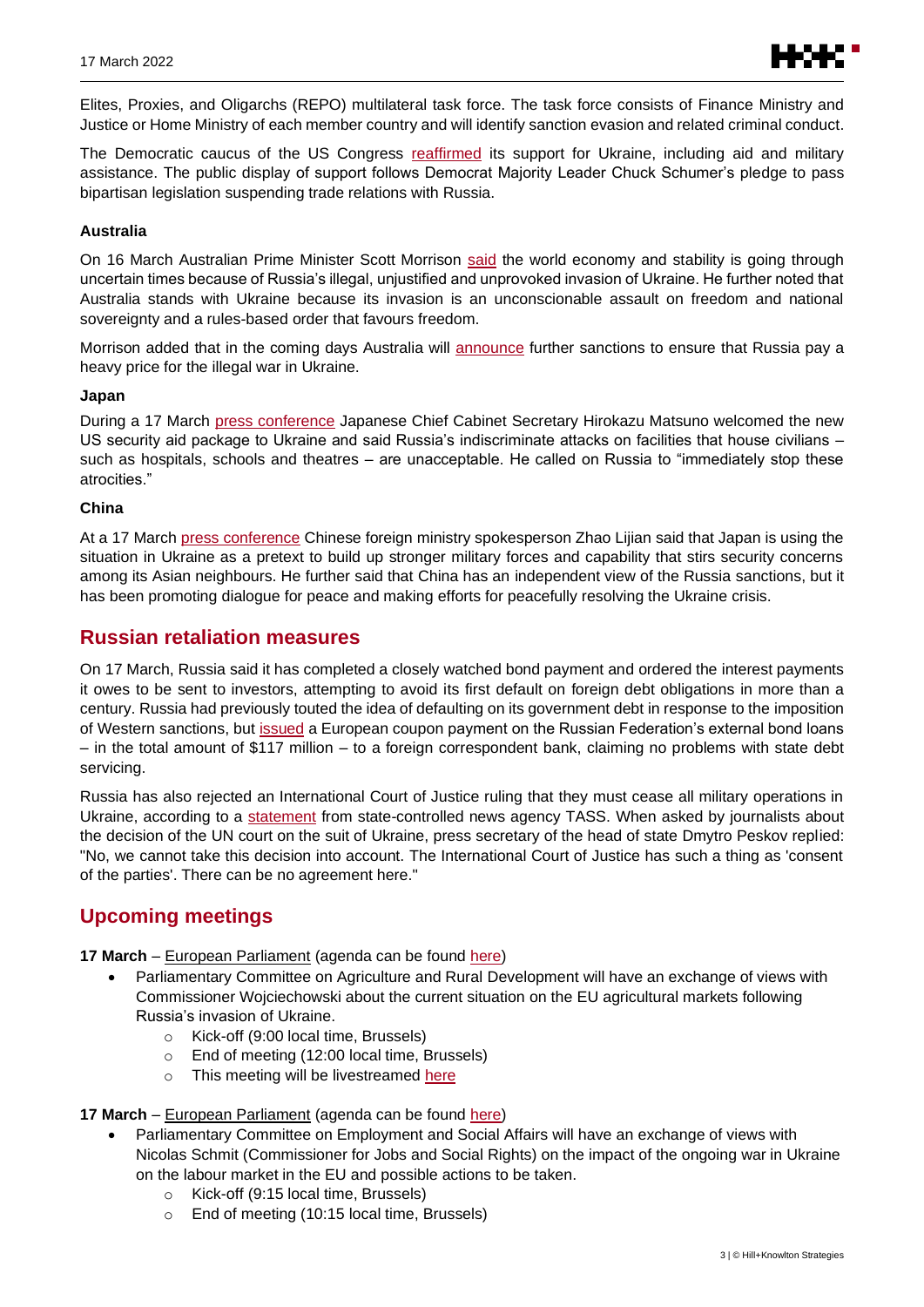Elites, Proxies, and Oligarchs (REPO) multilateral task force. The task force consists of Finance Ministry and Justice or Home Ministry of each member country and will identify sanction evasion and related criminal conduct.

The Democratic caucus of the US Congress reaffirmed its support for Ukraine, including aid and military assistance. The public display of support follows Democrat Majority Leader Chuck Schumer's pledge to pass bipartisan legislation suspending trade relations with Russia.

### Australia

On 16 March Australian Prime Minister Scott Morrison said the world economy and stability is going through uncertain times because of Russia's illegal, unjustified and unprovoked invasion of Ukraine. He further noted that Australia stands with Ukraine because its invasion is an unconscionable assault on freedom and national sovereignty and a rules-based order that favours freedom.

Morrison added that in the coming days Australia will announce further sanctions to ensure that Russia pay a heavy price for the illegal war in Ukraine.

### Japan

During a 17 March press conference Japanese Chief Cabinet Secretary Hirokazu Matsuno welcomed the new US security aid package to Ukraine and said Russia's indiscriminate attacks on facilities that house civilians – such as hospitals, schools and theatres – are unacceptable. He called on Russia to "immediately stop these atrocities."

### China

At a 17 March press conference Chinese foreign ministry spokesperson Zhao Lijian said that Japan is using the situation in Ukraine as a pretext to build up stronger military forces and capability that stirs security concerns among its Asian neighbours. He further said that China has an independent view of the Russia sanctions, but it has been promoting dialogue for peace and making efforts for peacefully resolving the Ukraine crisis.

## Russian retaliation measures

On 17 March, Russia said it has completed a closely watched bond payment and ordered the interest payments it owes to be sent to investors, attempting to avoid its first default on foreign debt obligations in more than a century. Russia had previously touted the idea of defaulting on its government debt in response to the imposition of Western sanctions, but issued a European coupon payment on the Russian Federation's external bond loans – in the total amount of $117 million – to a foreign correspondent bank, claiming no problems with state debt servicing.

Russia has also rejected an International Court of Justice ruling that they must cease all military operations in Ukraine, according to a statement from state-controlled news agency TASS. When asked by journalists about the decision of the UN court on the suit of Ukraine, press secretary of the head of state Dmytro Peskov replied: "No, we cannot take this decision into account. The International Court of Justice has such a thing as 'consent of the parties'. There can be no agreement here."

## Upcoming meetings

**17 March** – European Parliament (agenda can be found here)

- Parliamentary Committee on Agriculture and Rural Development will have an exchange of views with Commissioner Wojciechowski about the current situation on the EU agricultural markets following Russia's invasion of Ukraine.
    - Kick-off (9:00 local time, Brussels)
    - End of meeting (12:00 local time, Brussels)
    - This meeting will be livestreamed here

**17 March** – European Parliament (agenda can be found here)

- Parliamentary Committee on Employment and Social Affairs will have an exchange of views with Nicolas Schmit (Commissioner for Jobs and Social Rights) on the impact of the ongoing war in Ukraine on the labour market in the EU and possible actions to be taken.
    - Kick-off (9:15 local time, Brussels)
    - End of meeting (10:15 local time, Brussels)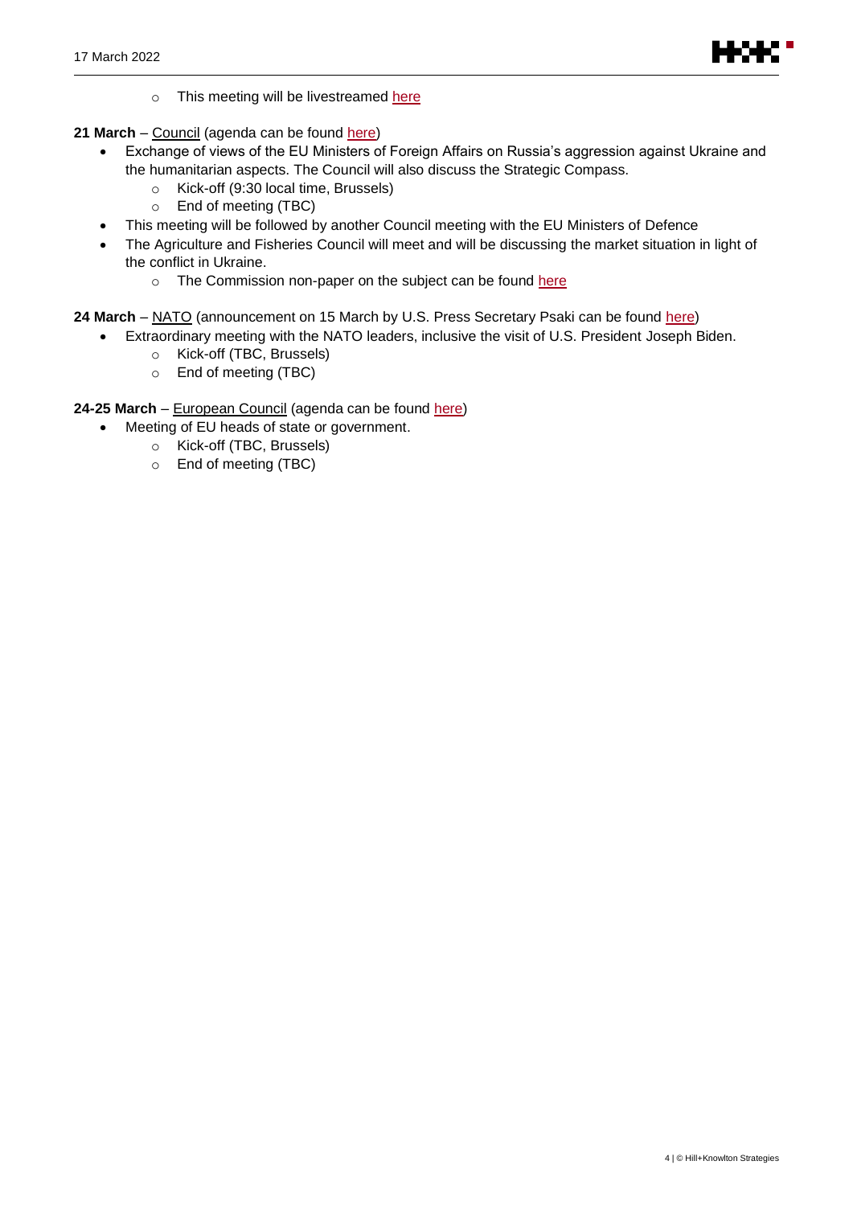- This meeting will be livestreamed here

**21 March** – Council (agenda can be found here)

- Exchange of views of the EU Ministers of Foreign Affairs on Russia's aggression against Ukraine and the humanitarian aspects. The Council will also discuss the Strategic Compass.
  - Kick-off (9:30 local time, Brussels)
  - End of meeting (TBC)
- This meeting will be followed by another Council meeting with the EU Ministers of Defence
- The Agriculture and Fisheries Council will meet and will be discussing the market situation in light of the conflict in Ukraine.
  - The Commission non-paper on the subject can be found here

**24 March** – NATO (announcement on 15 March by U.S. Press Secretary Psaki can be found here)

- Extraordinary meeting with the NATO leaders, inclusive the visit of U.S. President Joseph Biden.
  - Kick-off (TBC, Brussels)
  - End of meeting (TBC)

**24-25 March** – European Council (agenda can be found here)

- Meeting of EU heads of state or government.
  - Kick-off (TBC, Brussels)
  - End of meeting (TBC)